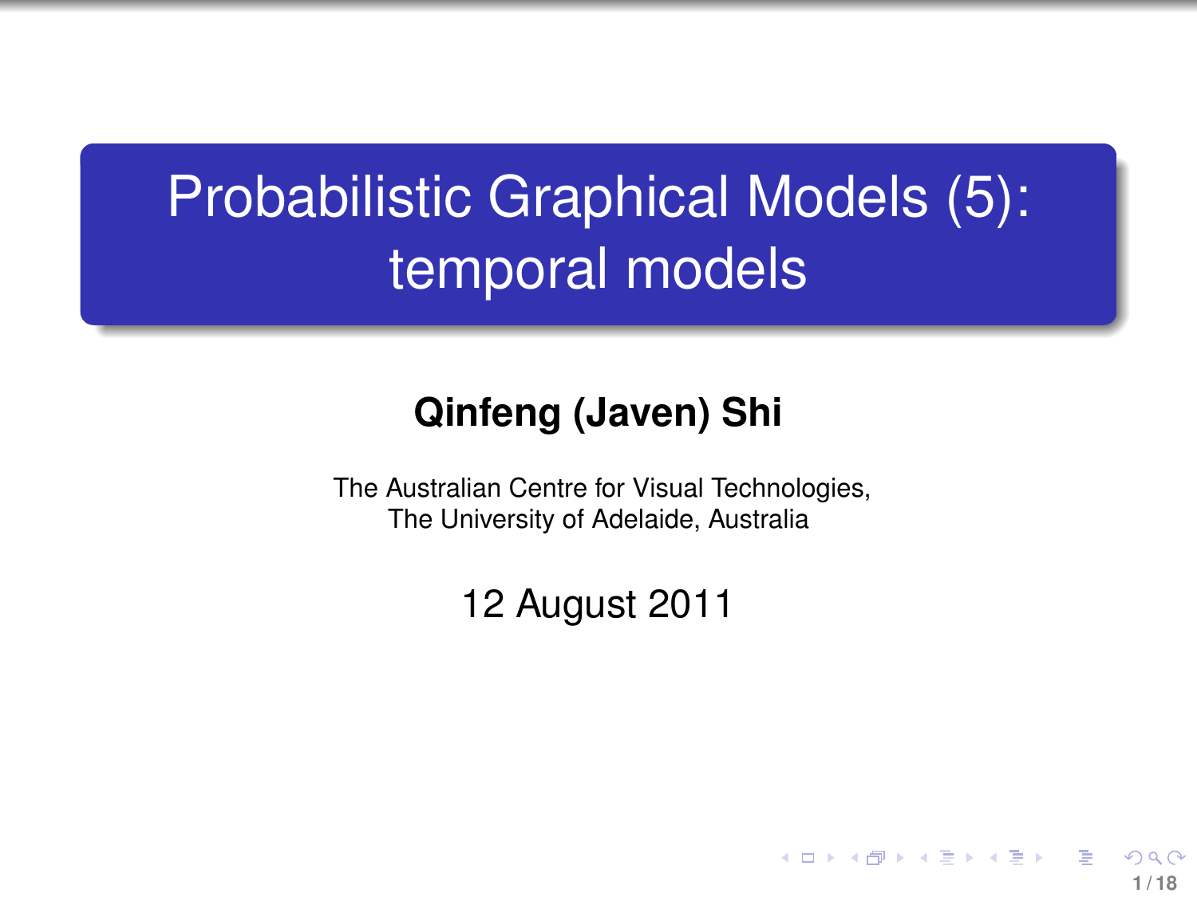# Probabilistic Graphical Models (5): temporal models

**Qinfeng (Javen) Shi**

The Australian Centre for Visual Technologies,
The University of Adelaide, Australia

12 August 2011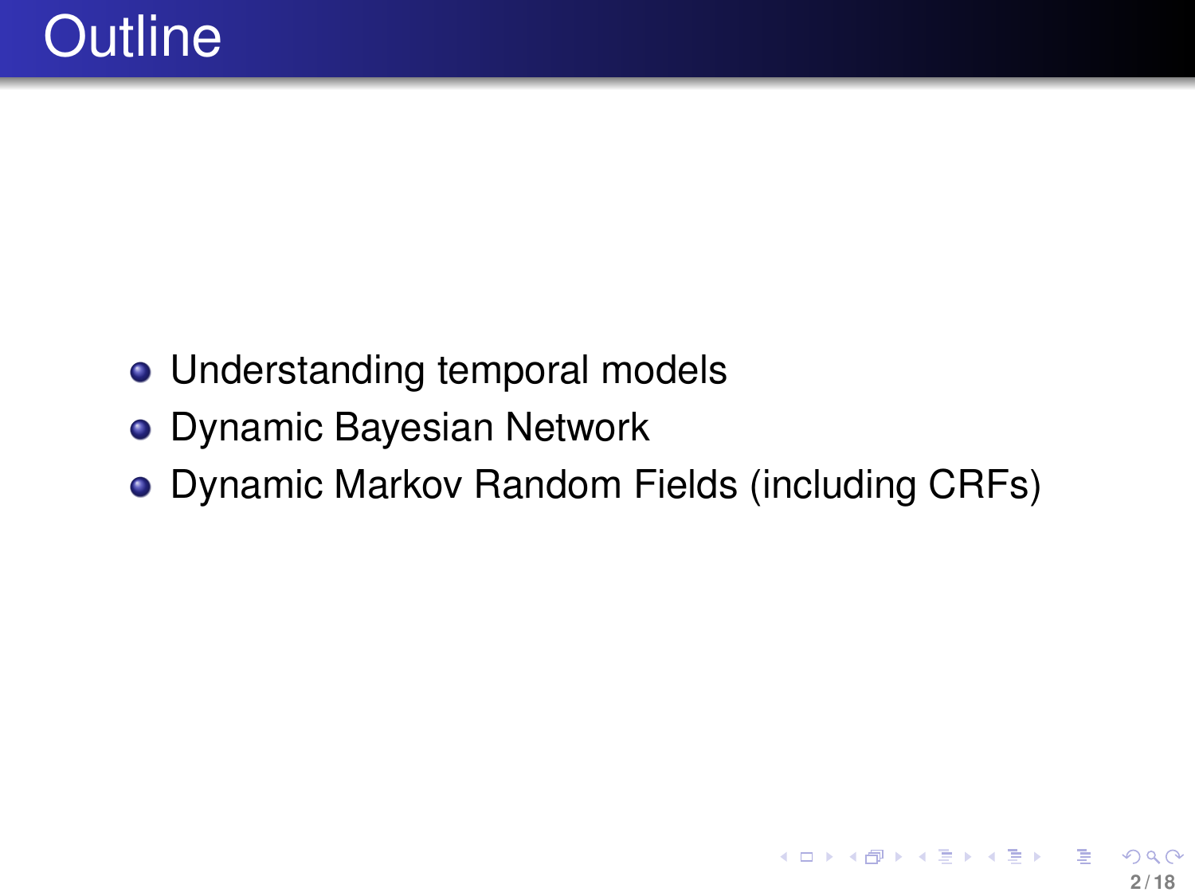# Outline

- Understanding temporal models
- Dynamic Bayesian Network
- Dynamic Markov Random Fields (including CRFs)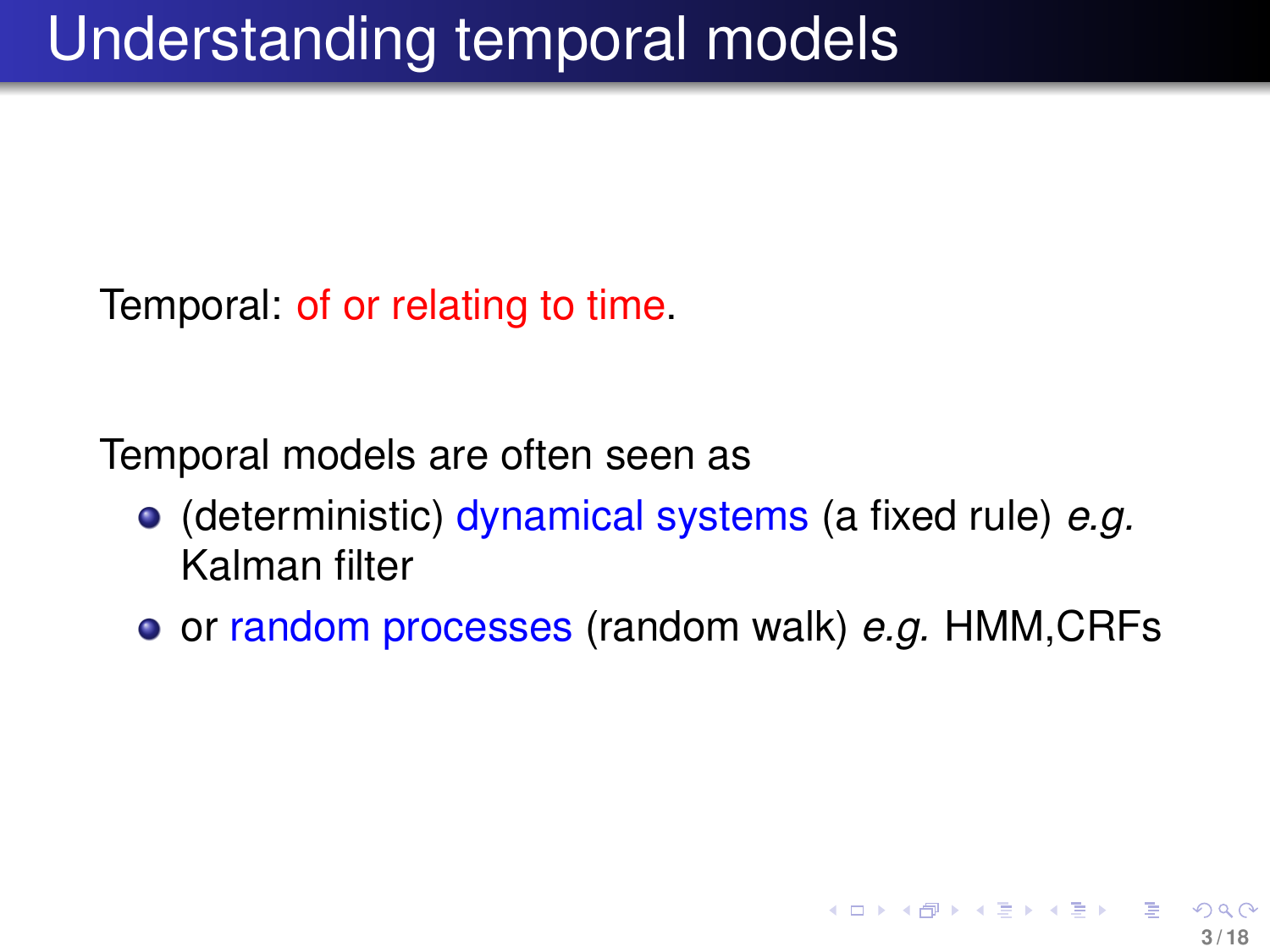# Understanding temporal models

Temporal: of or relating to time.

Temporal models are often seen as

- (deterministic) dynamical systems (a fixed rule) *e.g.* Kalman filter
- or random processes (random walk) *e.g.* HMM,CRFs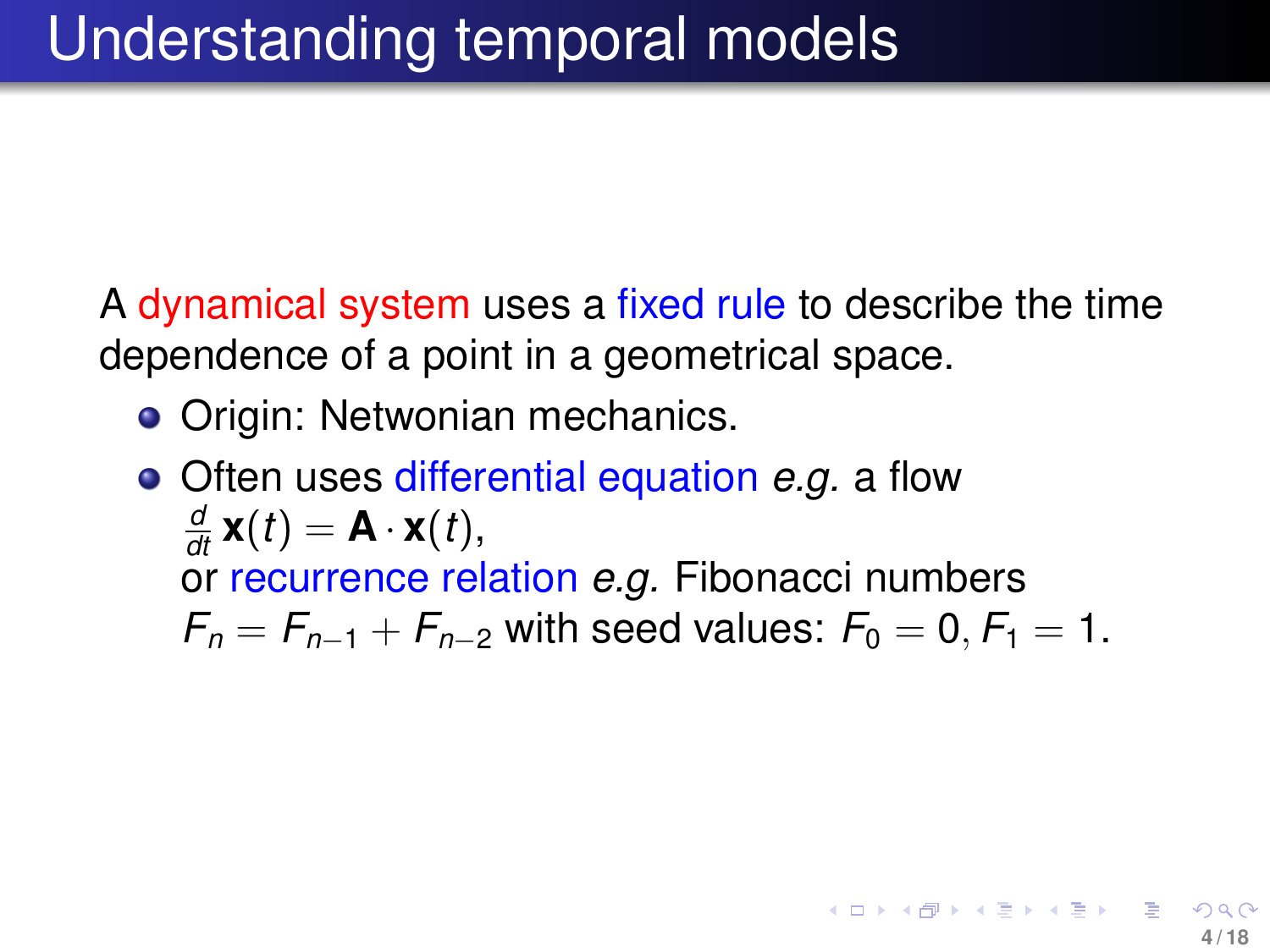# Understanding temporal models

A dynamical system uses a fixed rule to describe the time dependence of a point in a geometrical space.

- Origin: Netwonian mechanics.
- Often uses differential equation *e.g.* a flow $\frac{d}{dt}\mathbf{x}(t) = \mathbf{A} \cdot \mathbf{x}(t)$,
  or recurrence relation *e.g.* Fibonacci numbers $F_n = F_{n-1} + F_{n-2}$ with seed values: $F_0 = 0, F_1 = 1$.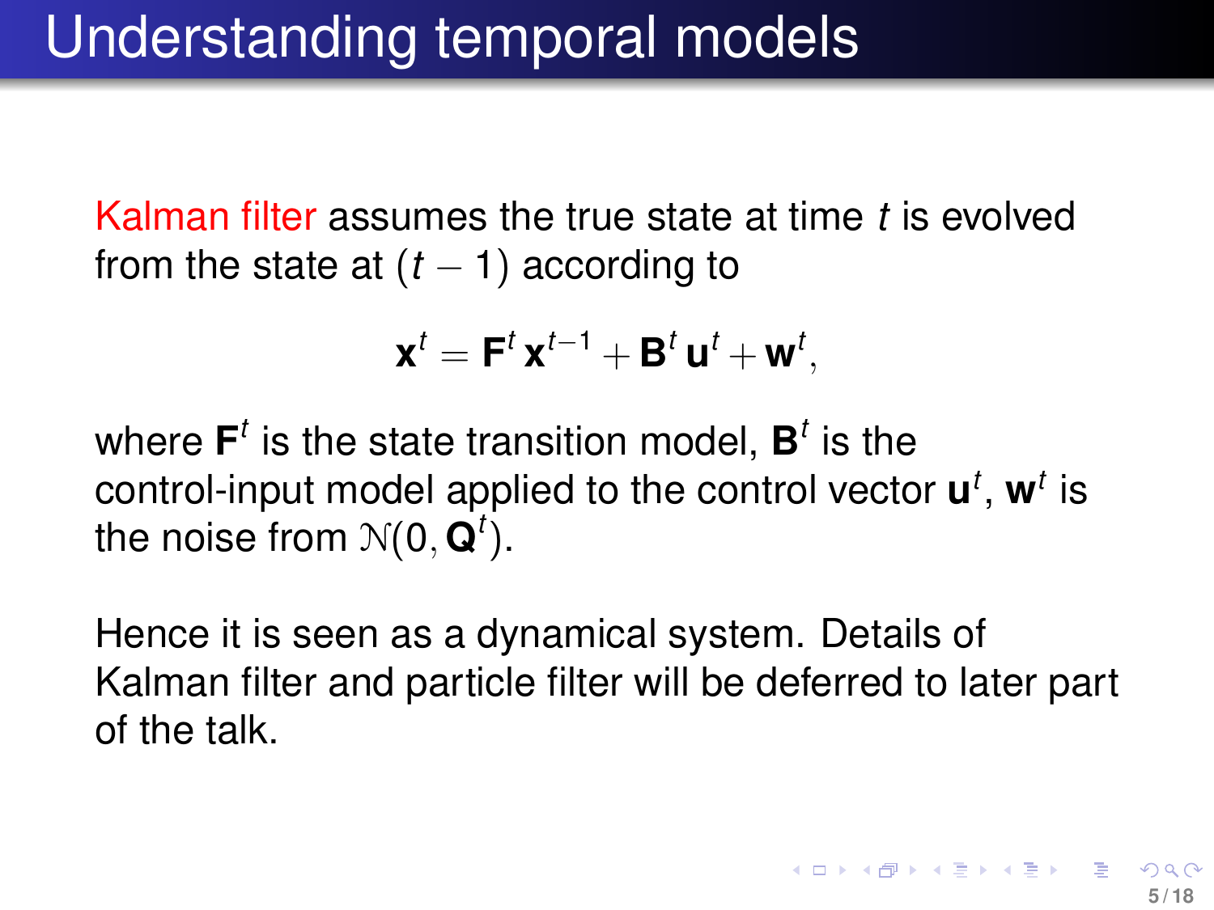# Understanding temporal models

Kalman filter assumes the true state at time $t$ is evolved from the state at $(t-1)$ according to

$$\mathbf{x}^t = \mathbf{F}^t \mathbf{x}^{t-1} + \mathbf{B}^t \mathbf{u}^t + \mathbf{w}^t,$$

where $\mathbf{F}^t$ is the state transition model, $\mathbf{B}^t$ is the control-input model applied to the control vector $\mathbf{u}^t$, $\mathbf{w}^t$ is the noise from $\mathcal{N}(0, \mathbf{Q}^t)$.

Hence it is seen as a dynamical system. Details of Kalman filter and particle filter will be deferred to later part of the talk.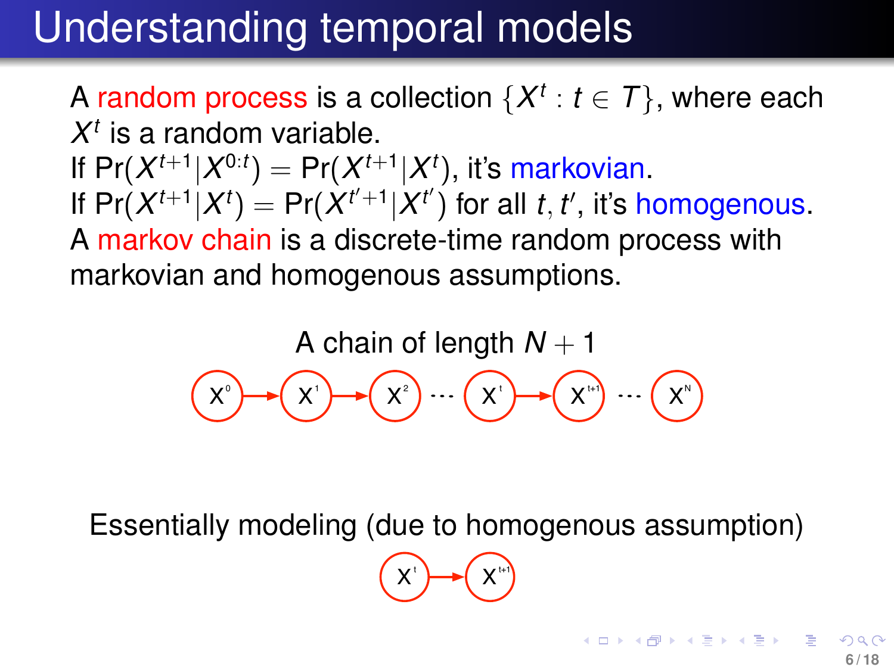# Understanding temporal models

A random process is a collection $\{X^t : t \in T\}$, where each $X^t$ is a random variable.
If $\Pr(X^{t+1}|X^{0:t}) = \Pr(X^{t+1}|X^t)$, it's markovian.
If $\Pr(X^{t+1}|X^t) = \Pr(X^{t'+1}|X^{t'})$ for all $t, t'$, it's homogenous.
A markov chain is a discrete-time random process with markovian and homogenous assumptions.

A chain of length $N + 1$

$X^0 \rightarrow X^1 \rightarrow X^2 \cdots X^t \rightarrow X^{t+1} \cdots X^N$

Essentially modeling (due to homogenous assumption)

$X^t \rightarrow X^{t+1}$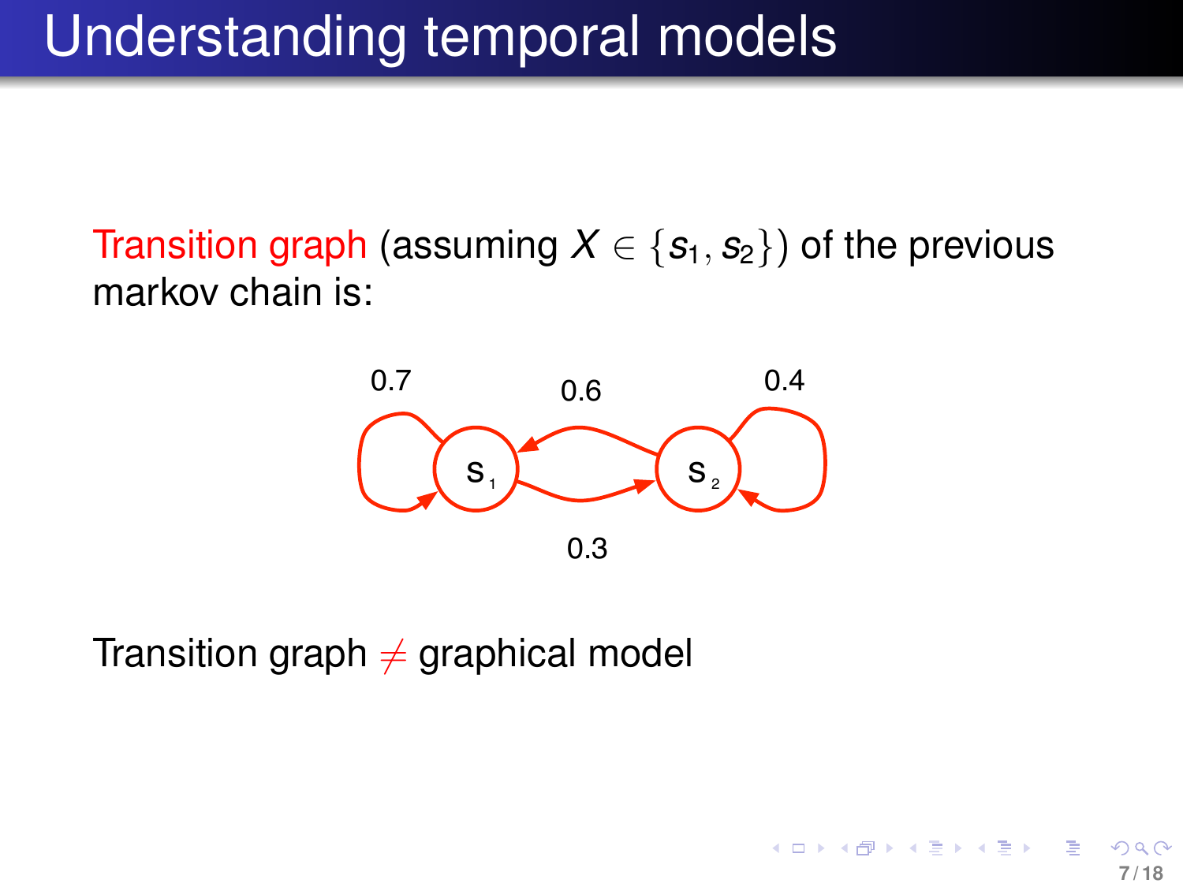# Understanding temporal models

Transition graph (assuming $X \in \{s_1, s_2\}$) of the previous markov chain is:

Transition graph $\neq$ graphical model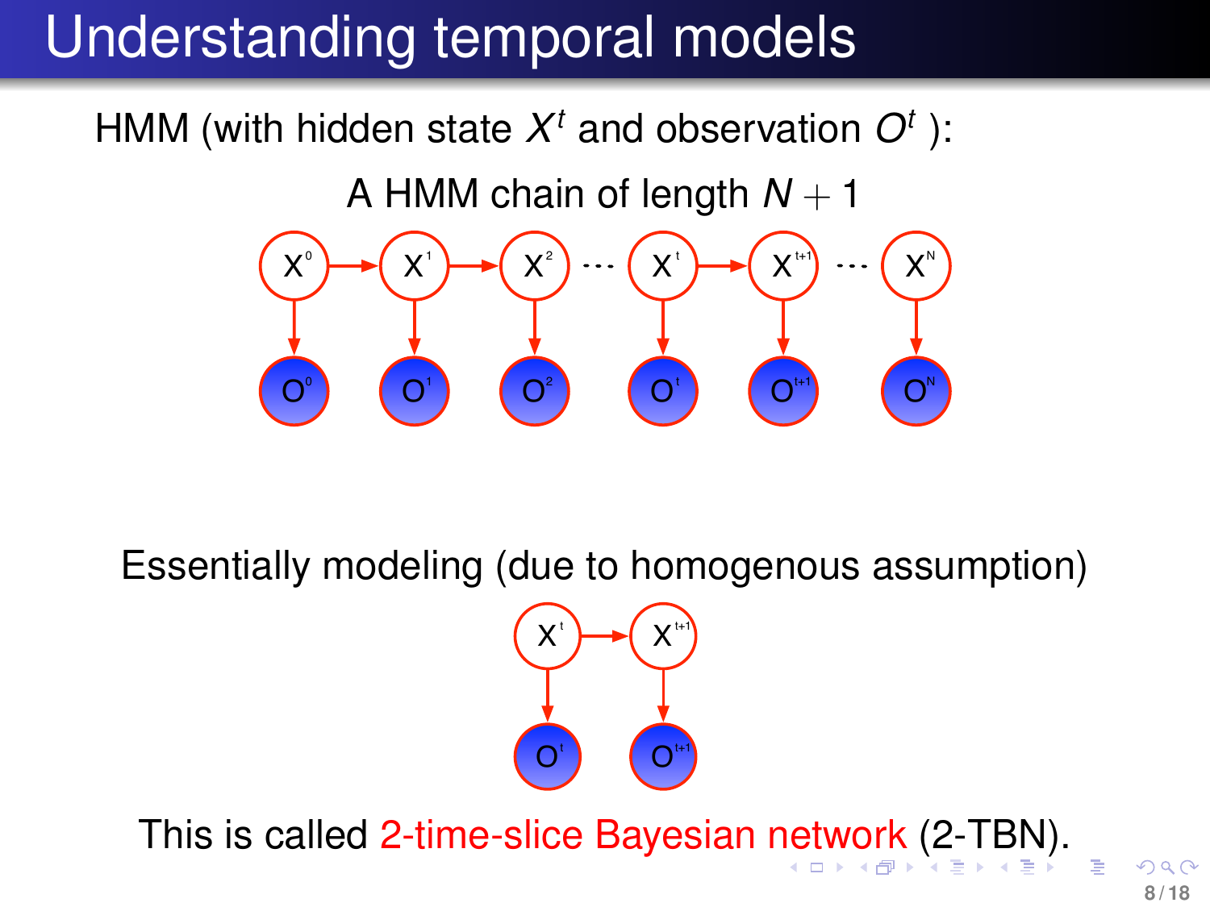# Understanding temporal models

HMM (with hidden state $X^t$ and observation $O^t$ ):

A HMM chain of length $N + 1$

Essentially modeling (due to homogenous assumption)

This is called 2-time-slice Bayesian network (2-TBN).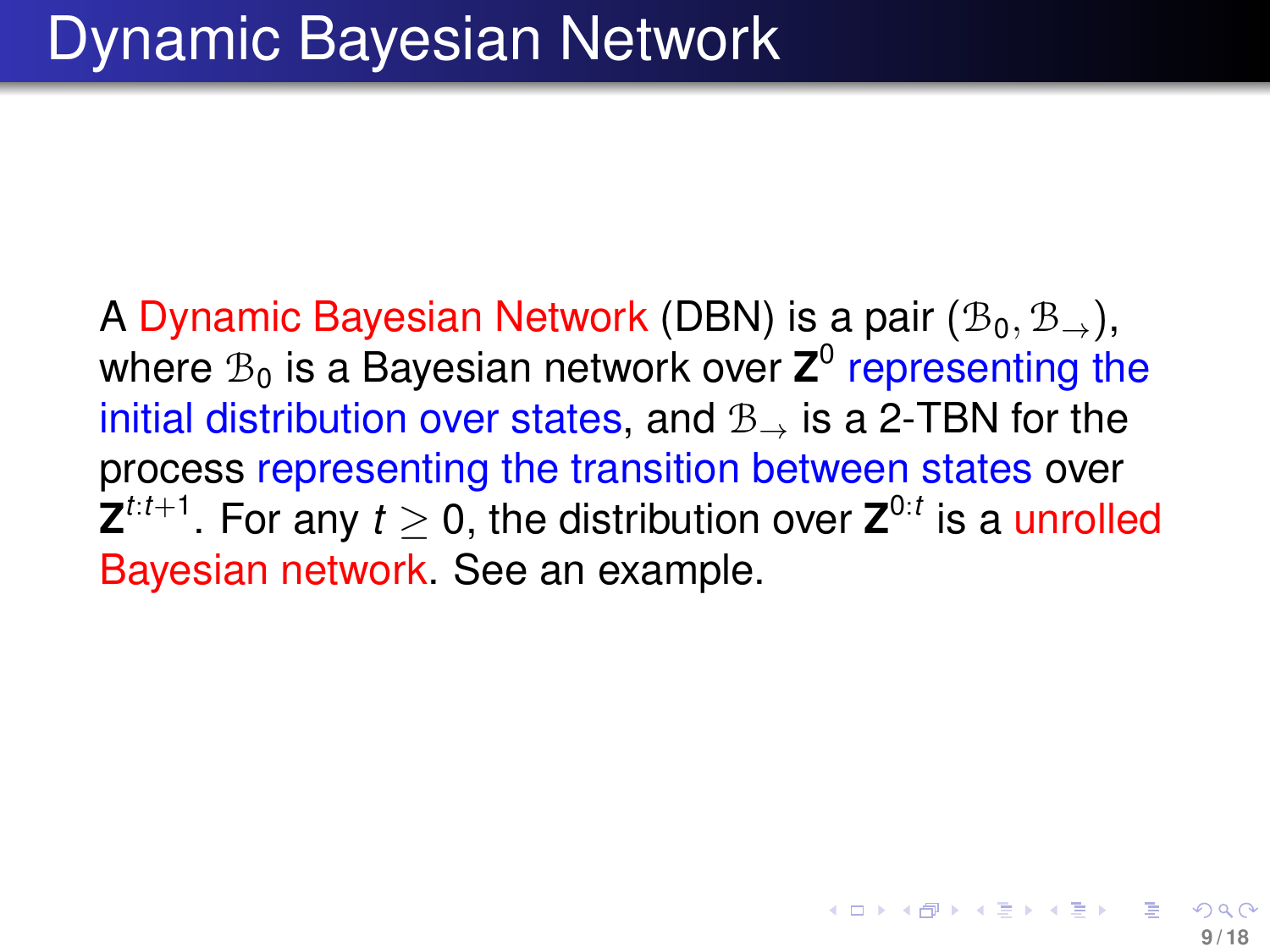# Dynamic Bayesian Network

A Dynamic Bayesian Network (DBN) is a pair $(\mathcal{B}_0, \mathcal{B}_\rightarrow)$, where $\mathcal{B}_0$ is a Bayesian network over $\mathbf{Z}^0$ representing the initial distribution over states, and $\mathcal{B}_\rightarrow$ is a 2-TBN for the process representing the transition between states over $\mathbf{Z}^{t:t+1}$. For any $t \geq 0$, the distribution over $\mathbf{Z}^{0:t}$ is a unrolled Bayesian network. See an example.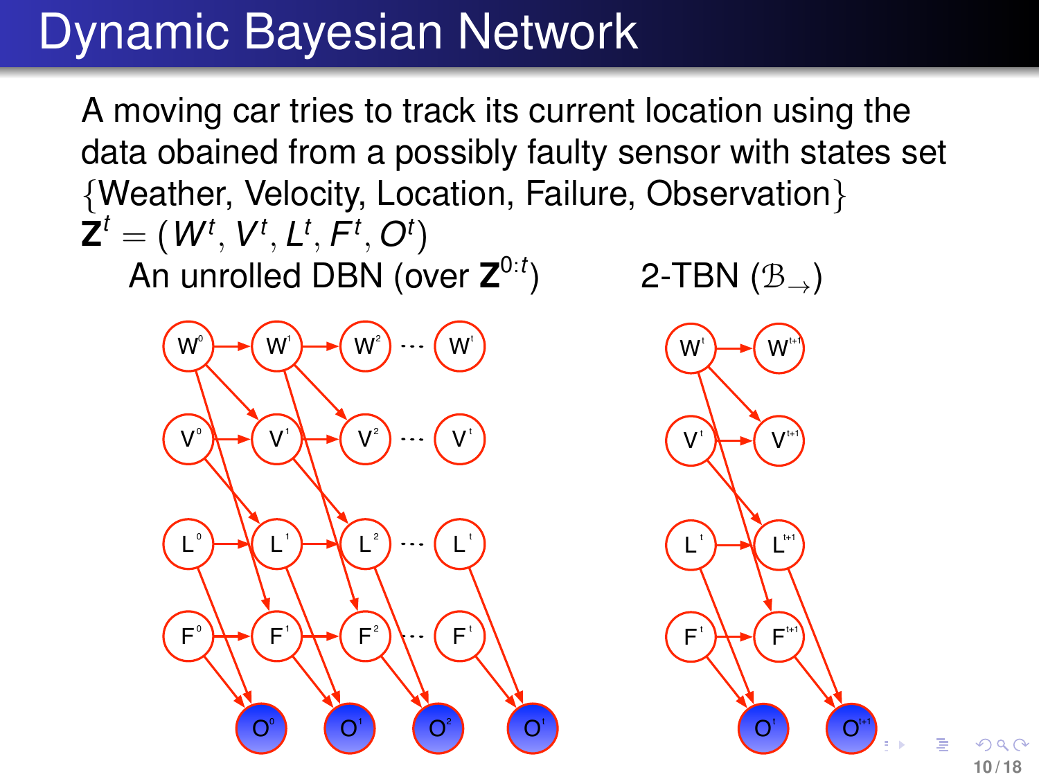# Dynamic Bayesian Network

A moving car tries to track its current location using the data obained from a possibly faulty sensor with states set {Weather, Velocity, Location, Failure, Observation}

$\mathbf{Z}^t = (W^t, V^t, L^t, F^t, O^t)$

An unrolled DBN (over $\mathbf{Z}^{0:t}$) 2-TBN ($\mathcal{B}_{\rightarrow}$)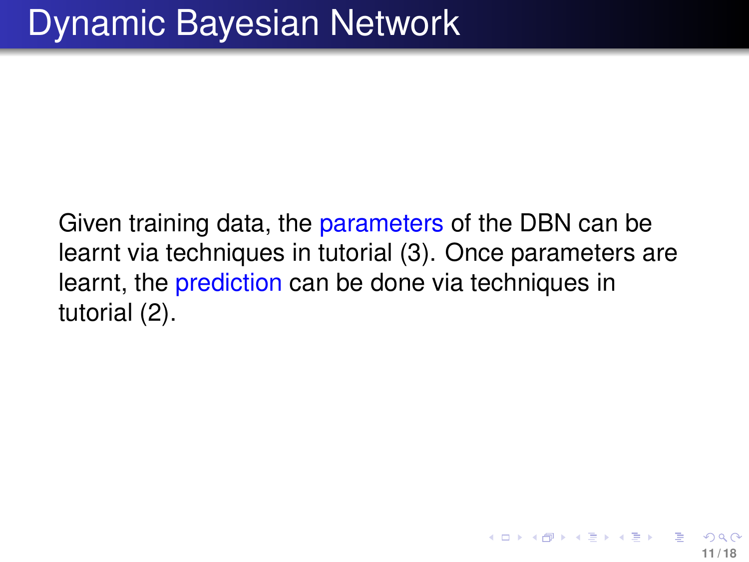# Dynamic Bayesian Network

Given training data, the parameters of the DBN can be learnt via techniques in tutorial (3). Once parameters are learnt, the prediction can be done via techniques in tutorial (2).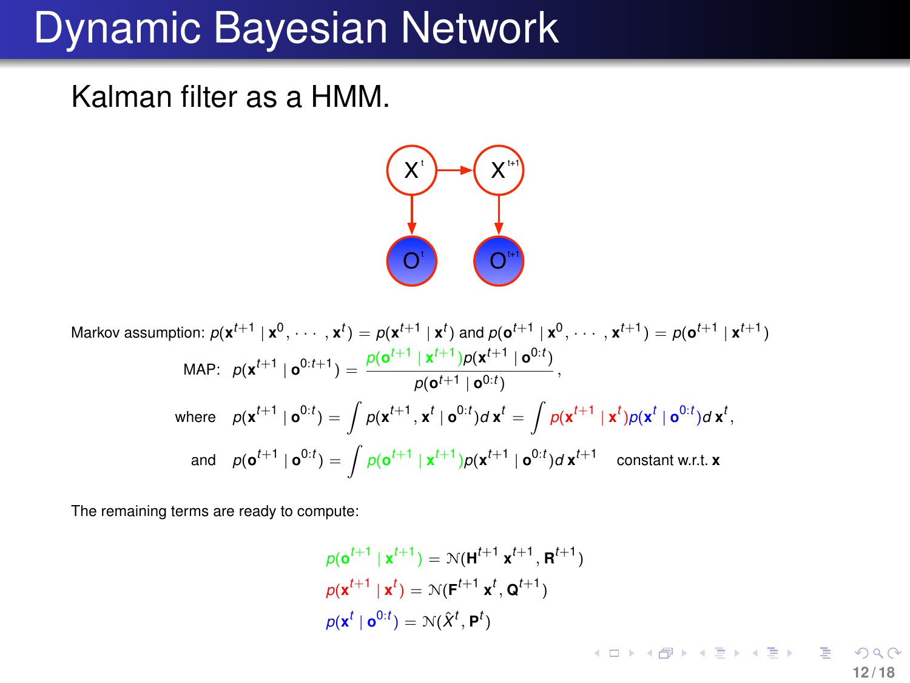# Dynamic Bayesian Network

Kalman filter as a HMM.

Markov assumption: $p(\mathbf{x}^{t+1} \mid \mathbf{x}^0, \cdots, \mathbf{x}^t) = p(\mathbf{x}^{t+1} \mid \mathbf{x}^t)$ and $p(\mathbf{o}^{t+1} \mid \mathbf{x}^0, \cdots, \mathbf{x}^{t+1}) = p(\mathbf{o}^{t+1} \mid \mathbf{x}^{t+1})$

$$\text{MAP:} \quad p(\mathbf{x}^{t+1} \mid \mathbf{o}^{0:t+1}) = \frac{p(\mathbf{o}^{t+1} \mid \mathbf{x}^{t+1}) p(\mathbf{x}^{t+1} \mid \mathbf{o}^{0:t})}{p(\mathbf{o}^{t+1} \mid \mathbf{o}^{0:t})},$$

$$\text{where} \quad p(\mathbf{x}^{t+1} \mid \mathbf{o}^{0:t}) = \int p(\mathbf{x}^{t+1}, \mathbf{x}^t \mid \mathbf{o}^{0:t}) d\,\mathbf{x}^t = \int p(\mathbf{x}^{t+1} \mid \mathbf{x}^t) p(\mathbf{x}^t \mid \mathbf{o}^{0:t}) d\,\mathbf{x}^t,$$

$$\text{and} \quad p(\mathbf{o}^{t+1} \mid \mathbf{o}^{0:t}) = \int p(\mathbf{o}^{t+1} \mid \mathbf{x}^{t+1}) p(\mathbf{x}^{t+1} \mid \mathbf{o}^{0:t}) d\,\mathbf{x}^{t+1} \quad \text{constant w.r.t. } \mathbf{x}$$

The remaining terms are ready to compute:

$$p(\mathbf{o}^{t+1} \mid \mathbf{x}^{t+1}) = \mathcal{N}(\mathbf{H}^{t+1}\,\mathbf{x}^{t+1}, \mathbf{R}^{t+1})$$

$$p(\mathbf{x}^{t+1} \mid \mathbf{x}^{t}) = \mathcal{N}(\mathbf{F}^{t+1}\,\mathbf{x}^{t}, \mathbf{Q}^{t+1})$$

$$p(\mathbf{x}^{t} \mid \mathbf{o}^{0:t}) = \mathcal{N}(\hat{X}^{t}, \mathbf{P}^{t})$$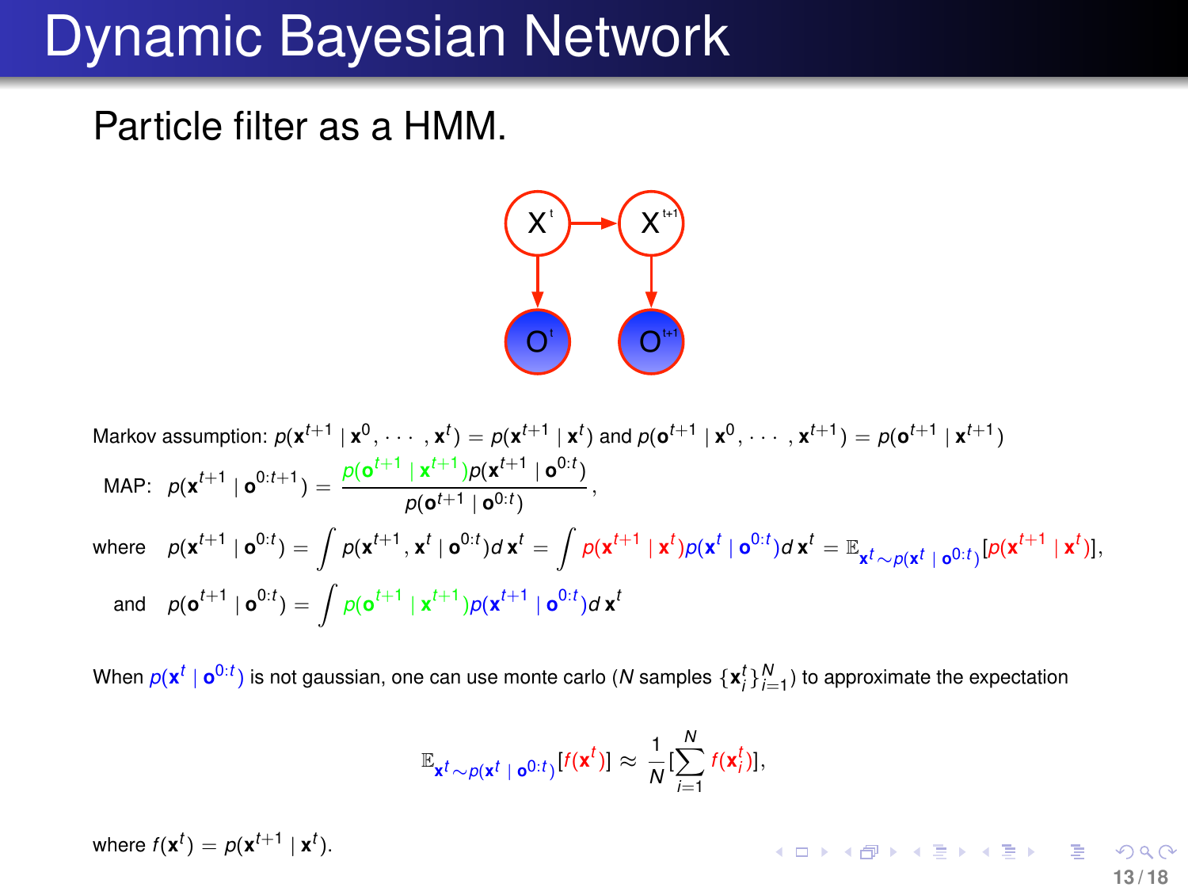# Dynamic Bayesian Network

Particle filter as a HMM.

Markov assumption: $p(\mathbf{x}^{t+1} \mid \mathbf{x}^0, \cdots, \mathbf{x}^t) = p(\mathbf{x}^{t+1} \mid \mathbf{x}^t)$ and $p(\mathbf{o}^{t+1} \mid \mathbf{x}^0, \cdots, \mathbf{x}^{t+1}) = p(\mathbf{o}^{t+1} \mid \mathbf{x}^{t+1})$

MAP: $p(\mathbf{x}^{t+1} \mid \mathbf{o}^{0:t+1}) = \dfrac{p(\mathbf{o}^{t+1} \mid \mathbf{x}^{t+1}) p(\mathbf{x}^{t+1} \mid \mathbf{o}^{0:t})}{p(\mathbf{o}^{t+1} \mid \mathbf{o}^{0:t})}$,

where $p(\mathbf{x}^{t+1} \mid \mathbf{o}^{0:t}) = \int p(\mathbf{x}^{t+1}, \mathbf{x}^t \mid \mathbf{o}^{0:t}) d\,\mathbf{x}^t = \int p(\mathbf{x}^{t+1} \mid \mathbf{x}^t) p(\mathbf{x}^t \mid \mathbf{o}^{0:t}) d\,\mathbf{x}^t = \mathbb{E}_{\mathbf{x}^t \sim p(\mathbf{x}^t \mid \mathbf{o}^{0:t})}[p(\mathbf{x}^{t+1} \mid \mathbf{x}^t)]$,

and $p(\mathbf{o}^{t+1} \mid \mathbf{o}^{0:t}) = \int p(\mathbf{o}^{t+1} \mid \mathbf{x}^{t+1}) p(\mathbf{x}^{t+1} \mid \mathbf{o}^{0:t}) d\,\mathbf{x}^t$

When $p(\mathbf{x}^t \mid \mathbf{o}^{0:t})$ is not gaussian, one can use monte carlo ($N$ samples $\{\mathbf{x}_i^t\}_{i=1}^N$) to approximate the expectation

$$\mathbb{E}_{\mathbf{x}^t \sim p(\mathbf{x}^t \mid \mathbf{o}^{0:t})}[f(\mathbf{x}^t)] \approx \frac{1}{N}\left[\sum_{i=1}^{N} f(\mathbf{x}_i^t)\right],$$

where $f(\mathbf{x}^t) = p(\mathbf{x}^{t+1} \mid \mathbf{x}^t)$.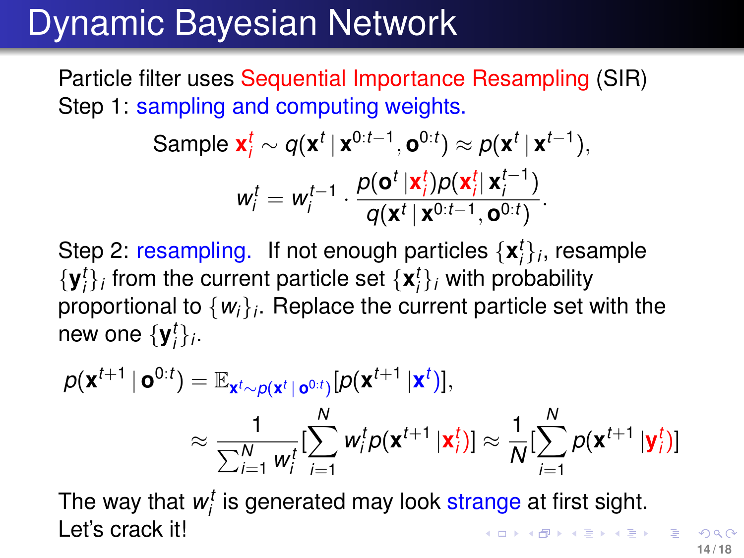# Dynamic Bayesian Network

Particle filter uses Sequential Importance Resampling (SIR)

Step 1: sampling and computing weights.

$$\text{Sample } \mathbf{x}_i^t \sim q(\mathbf{x}^t \mid \mathbf{x}^{0:t-1}, \mathbf{o}^{0:t}) \approx p(\mathbf{x}^t \mid \mathbf{x}^{t-1}),$$

$$w_i^t = w_i^{t-1} \cdot \frac{p(\mathbf{o}^t \mid \mathbf{x}_i^t) p(\mathbf{x}_i^t \mid \mathbf{x}_i^{t-1})}{q(\mathbf{x}^t \mid \mathbf{x}^{0:t-1}, \mathbf{o}^{0:t})}.$$

Step 2: resampling. If not enough particles $\{\mathbf{x}_i^t\}_i$, resample $\{\mathbf{y}_i^t\}_i$ from the current particle set $\{\mathbf{x}_i^t\}_i$ with probability proportional to $\{w_i\}_i$. Replace the current particle set with the new one $\{\mathbf{y}_i^t\}_i$.

$$p(\mathbf{x}^{t+1} \mid \mathbf{o}^{0:t}) = \mathbb{E}_{\mathbf{x}^t \sim p(\mathbf{x}^t \mid \mathbf{o}^{0:t})}[p(\mathbf{x}^{t+1} \mid \mathbf{x}^t)],$$

$$\approx \frac{1}{\sum_{i=1}^N w_i^t} [\sum_{i=1}^N w_i^t p(\mathbf{x}^{t+1} \mid \mathbf{x}_i^t)] \approx \frac{1}{N} [\sum_{i=1}^N p(\mathbf{x}^{t+1} \mid \mathbf{y}_i^t)]$$

The way that $w_i^t$ is generated may look strange at first sight. Let's crack it!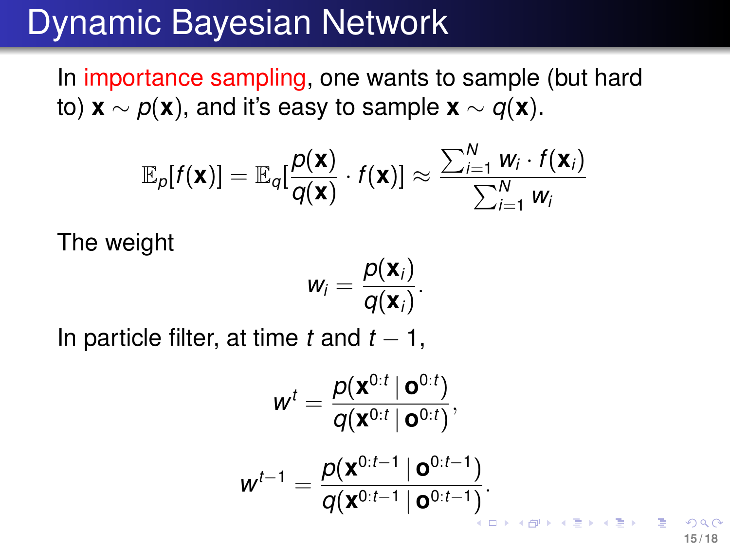# Dynamic Bayesian Network

In importance sampling, one wants to sample (but hard to) $\mathbf{x} \sim p(\mathbf{x})$, and it's easy to sample $\mathbf{x} \sim q(\mathbf{x})$.

$$\mathbb{E}_p[f(\mathbf{x})] = \mathbb{E}_q[\frac{p(\mathbf{x})}{q(\mathbf{x})} \cdot f(\mathbf{x})] \approx \frac{\sum_{i=1}^{N} w_i \cdot f(\mathbf{x}_i)}{\sum_{i=1}^{N} w_i}$$

The weight

$$w_i = \frac{p(\mathbf{x}_i)}{q(\mathbf{x}_i)}.$$

In particle filter, at time $t$ and $t-1$,

$$w^t = \frac{p(\mathbf{x}^{0:t} \mid \mathbf{o}^{0:t})}{q(\mathbf{x}^{0:t} \mid \mathbf{o}^{0:t})},$$

$$w^{t-1} = \frac{p(\mathbf{x}^{0:t-1} \mid \mathbf{o}^{0:t-1})}{q(\mathbf{x}^{0:t-1} \mid \mathbf{o}^{0:t-1})}.$$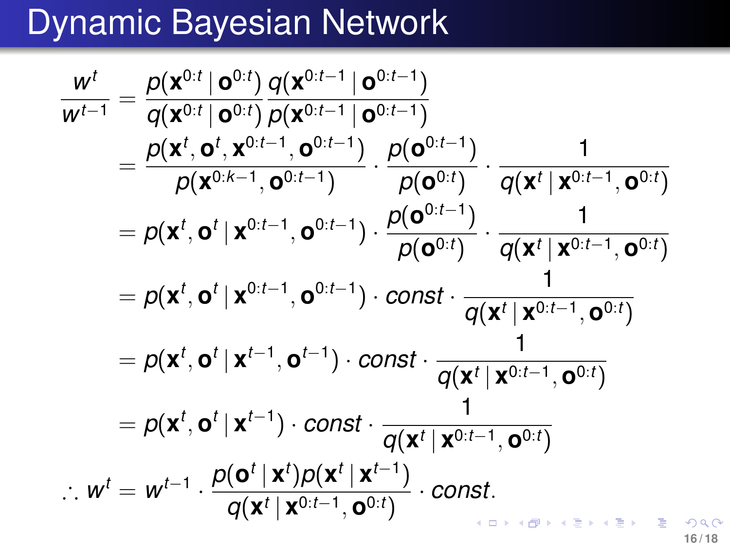# Dynamic Bayesian Network

$$
\begin{aligned}
\frac{w^t}{w^{t-1}} &= \frac{p(\mathbf{x}^{0:t} \mid \mathbf{o}^{0:t})}{q(\mathbf{x}^{0:t} \mid \mathbf{o}^{0:t})} \frac{q(\mathbf{x}^{0:t-1} \mid \mathbf{o}^{0:t-1})}{p(\mathbf{x}^{0:t-1} \mid \mathbf{o}^{0:t-1})} \\
&= \frac{p(\mathbf{x}^t, \mathbf{o}^t, \mathbf{x}^{0:t-1}, \mathbf{o}^{0:t-1})}{p(\mathbf{x}^{0:k-1}, \mathbf{o}^{0:t-1})} \cdot \frac{p(\mathbf{o}^{0:t-1})}{p(\mathbf{o}^{0:t})} \cdot \frac{1}{q(\mathbf{x}^t \mid \mathbf{x}^{0:t-1}, \mathbf{o}^{0:t})} \\
&= p(\mathbf{x}^t, \mathbf{o}^t \mid \mathbf{x}^{0:t-1}, \mathbf{o}^{0:t-1}) \cdot \frac{p(\mathbf{o}^{0:t-1})}{p(\mathbf{o}^{0:t})} \cdot \frac{1}{q(\mathbf{x}^t \mid \mathbf{x}^{0:t-1}, \mathbf{o}^{0:t})} \\
&= p(\mathbf{x}^t, \mathbf{o}^t \mid \mathbf{x}^{0:t-1}, \mathbf{o}^{0:t-1}) \cdot const \cdot \frac{1}{q(\mathbf{x}^t \mid \mathbf{x}^{0:t-1}, \mathbf{o}^{0:t})} \\
&= p(\mathbf{x}^t, \mathbf{o}^t \mid \mathbf{x}^{t-1}, \mathbf{o}^{t-1}) \cdot const \cdot \frac{1}{q(\mathbf{x}^t \mid \mathbf{x}^{0:t-1}, \mathbf{o}^{0:t})} \\
&= p(\mathbf{x}^t, \mathbf{o}^t \mid \mathbf{x}^{t-1}) \cdot const \cdot \frac{1}{q(\mathbf{x}^t \mid \mathbf{x}^{0:t-1}, \mathbf{o}^{0:t})} \\
\therefore w^t &= w^{t-1} \cdot \frac{p(\mathbf{o}^t \mid \mathbf{x}^t) p(\mathbf{x}^t \mid \mathbf{x}^{t-1})}{q(\mathbf{x}^t \mid \mathbf{x}^{0:t-1}, \mathbf{o}^{0:t})} \cdot const.
\end{aligned}
$$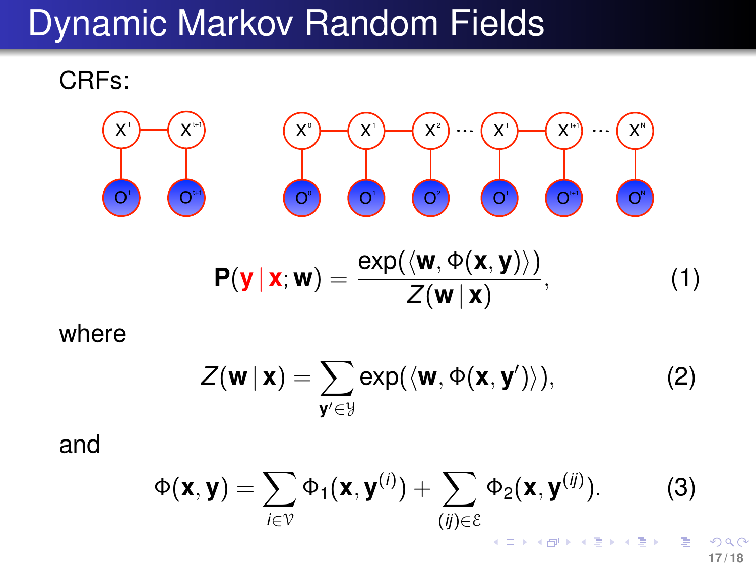# Dynamic Markov Random Fields

CRFs:

$$\mathbf{P}(\mathbf{y} \mid \mathbf{x}; \mathbf{w}) = \frac{\exp(\langle \mathbf{w}, \Phi(\mathbf{x}, \mathbf{y}) \rangle)}{Z(\mathbf{w} \mid \mathbf{x})}, \tag{1}$$

where

$$Z(\mathbf{w} \mid \mathbf{x}) = \sum_{\mathbf{y}' \in \mathcal{Y}} \exp(\langle \mathbf{w}, \Phi(\mathbf{x}, \mathbf{y}') \rangle), \tag{2}$$

and

$$\Phi(\mathbf{x}, \mathbf{y}) = \sum_{i \in \mathcal{V}} \Phi_1(\mathbf{x}, \mathbf{y}^{(i)}) + \sum_{(ij) \in \mathcal{E}} \Phi_2(\mathbf{x}, \mathbf{y}^{(ij)}). \tag{3}$$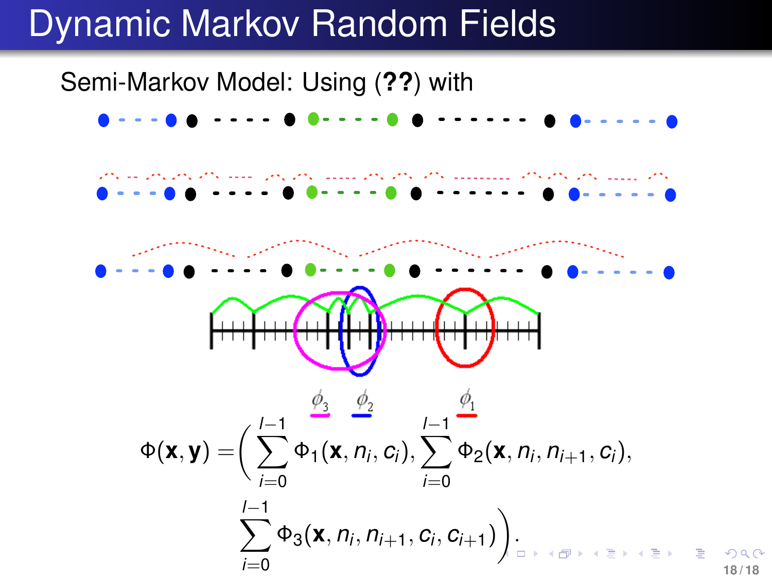# Dynamic Markov Random Fields

Semi-Markov Model: Using (**??**) with

$\phi_3$ $\phi_2$ $\phi_1$

$$\Phi(\mathbf{x}, \mathbf{y}) = \left( \sum_{i=0}^{l-1} \Phi_1(\mathbf{x}, n_i, c_i), \sum_{i=0}^{l-1} \Phi_2(\mathbf{x}, n_i, n_{i+1}, c_i), \sum_{i=0}^{l-1} \Phi_3(\mathbf{x}, n_i, n_{i+1}, c_i, c_{i+1}) \right).$$